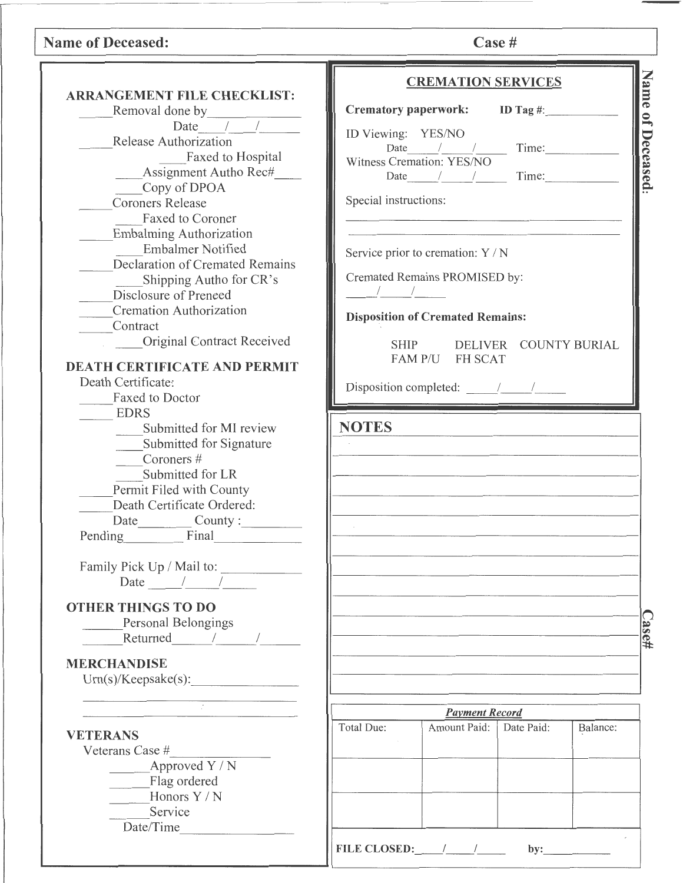**Name of Deceased:** **Case #**

## ARRANGEMENT FILE CHECKLIST:

_____Removal done by______________
Date____/____/______
_____Release Authorization
____Faxed to Hospital
____Assignment Autho Rec#____
____Copy of DPOA
_____Coroners Release
____Faxed to Coroner
_____Embalming Authorization
____Embalmer Notified
_____Declaration of Cremated Remains
____Shipping Autho for CR's
_____Disclosure of Preneed
_____Cremation Authorization
_____Contract
____Original Contract Received

## DEATH CERTIFICATE AND PERMIT

Death Certificate:
_____Faxed to Doctor
_____ EDRS
____Submitted for MI review
____Submitted for Signature
____Coroners #
____Submitted for LR
_____Permit Filed with County
_____Death Certificate Ordered:
Date________ County :_________
Pending_________ Final_____________

Family Pick Up / Mail to: ____________
Date _____/_____/_____

## OTHER THINGS TO DO

______Personal Belongings
______Returned______/______/______

## MERCHANDISE

Urn(s)/Keepsake(s):________________

## VETERANS

Veterans Case #________________
______Approved Y / N
______Flag ordered
______Honors Y / N
______Service
Date/Time_________________

## CREMATION SERVICES

**Crematory paperwork:** **ID Tag #:**____________

ID Viewing: YES/NO
Date_____/_____/_____ Time:____________

Witness Cremation: YES/NO
Date_____/_____/_____ Time:____________

Special instructions:

Service prior to cremation: Y / N

Cremated Remains PROMISED by:
____/_____/_____

**Disposition of Cremated Remains:**

SHIP DELIVER COUNTY BURIAL
FAM P/U FH SCAT

Disposition completed: _____/_____/_____

## NOTES

***Payment Record***

| Total Due: | Amount Paid: | Date Paid: | Balance: |
|---|---|---|---|
| | | | |
| | | | |
| | | | |

**FILE CLOSED:**____/____/_____ **by:**___________

Name of Deceased:

Case#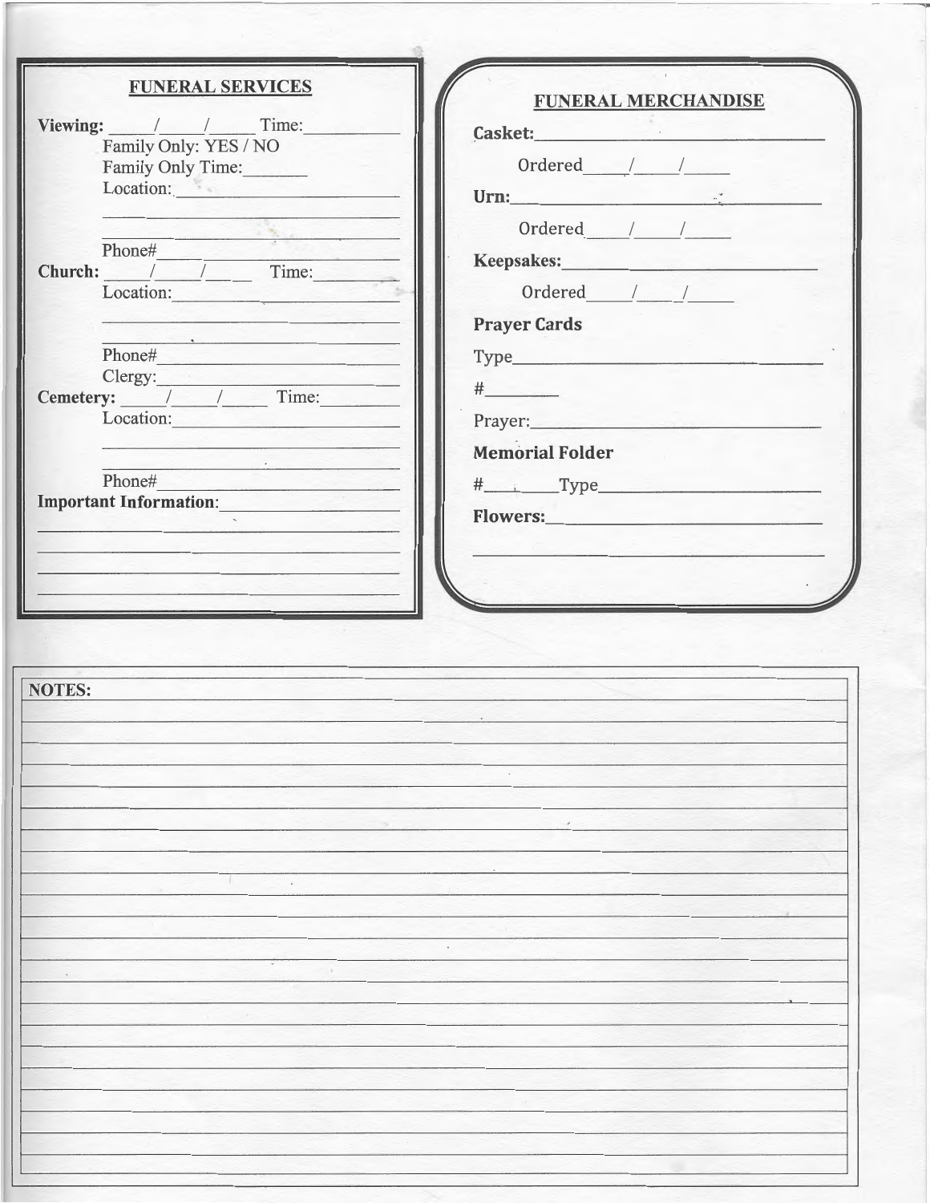## FUNERAL SERVICES

**Viewing:** \_\_\_\_/\_\_\_\_/\_\_\_\_ Time:\_\_\_\_\_\_\_\_

Family Only: YES / NO

Family Only Time:\_\_\_\_\_\_

Location:\_\_\_\_\_\_\_\_\_\_\_\_\_\_\_\_\_\_\_\_

\_\_\_\_\_\_\_\_\_\_\_\_\_\_\_\_\_\_\_\_\_\_\_\_\_\_\_\_

\_\_\_\_\_\_\_\_\_\_\_\_\_\_\_\_\_\_\_\_\_\_\_\_\_\_\_\_

Phone#\_\_\_\_\_\_\_\_\_\_\_\_\_\_\_\_\_\_\_\_\_\_

**Church:** \_\_\_\_/\_\_\_\_/\_\_\_\_ Time:\_\_\_\_\_\_\_\_

Location:\_\_\_\_\_\_\_\_\_\_\_\_\_\_\_\_\_\_\_\_

\_\_\_\_\_\_\_\_\_\_\_\_\_\_\_\_\_\_\_\_\_\_\_\_\_\_\_\_

\_\_\_\_\_\_\_\_\_\_\_\_\_\_\_\_\_\_\_\_\_\_\_\_\_\_\_\_

Phone#\_\_\_\_\_\_\_\_\_\_\_\_\_\_\_\_\_\_\_\_\_\_

Clergy:\_\_\_\_\_\_\_\_\_\_\_\_\_\_\_\_\_\_\_\_\_\_

**Cemetery:** \_\_\_\_/\_\_\_\_/\_\_\_\_ Time:\_\_\_\_\_\_\_\_

Location:\_\_\_\_\_\_\_\_\_\_\_\_\_\_\_\_\_\_\_\_

\_\_\_\_\_\_\_\_\_\_\_\_\_\_\_\_\_\_\_\_\_\_\_\_\_\_\_\_

\_\_\_\_\_\_\_\_\_\_\_\_\_\_\_\_\_\_\_\_\_\_\_\_\_\_\_\_

Phone#\_\_\_\_\_\_\_\_\_\_\_\_\_\_\_\_\_\_\_\_\_\_

**Important Information:**\_\_\_\_\_\_\_\_\_\_\_\_\_\_\_\_

\_\_\_\_\_\_\_\_\_\_\_\_\_\_\_\_\_\_\_\_\_\_\_\_\_\_\_\_\_\_\_\_\_\_\_\_

\_\_\_\_\_\_\_\_\_\_\_\_\_\_\_\_\_\_\_\_\_\_\_\_\_\_\_\_\_\_\_\_\_\_\_\_

\_\_\_\_\_\_\_\_\_\_\_\_\_\_\_\_\_\_\_\_\_\_\_\_\_\_\_\_\_\_\_\_\_\_\_\_

\_\_\_\_\_\_\_\_\_\_\_\_\_\_\_\_\_\_\_\_\_\_\_\_\_\_\_\_\_\_\_\_\_\_\_\_

## FUNERAL MERCHANDISE

**Casket:**\_\_\_\_\_\_\_\_\_\_\_\_\_\_\_\_\_\_\_\_\_\_\_\_\_\_\_\_

Ordered\_\_\_\_/\_\_\_\_/\_\_\_\_

**Urn:**\_\_\_\_\_\_\_\_\_\_\_\_\_\_\_\_\_\_\_\_\_\_\_\_\_\_\_\_\_\_

Ordered\_\_\_\_/\_\_\_\_/\_\_\_\_

**Keepsakes:**\_\_\_\_\_\_\_\_\_\_\_\_\_\_\_\_\_\_\_\_\_\_\_\_

Ordered\_\_\_\_/\_\_\_\_/\_\_\_\_

**Prayer Cards**

Type\_\_\_\_\_\_\_\_\_\_\_\_\_\_\_\_\_\_\_\_\_\_\_\_\_\_\_\_\_\_

#\_\_\_\_\_\_\_

Prayer:\_\_\_\_\_\_\_\_\_\_\_\_\_\_\_\_\_\_\_\_\_\_\_\_\_\_\_

**Memorial Folder**

#\_\_\_\_\_Type\_\_\_\_\_\_\_\_\_\_\_\_\_\_\_\_\_\_\_\_\_\_

**Flowers:**\_\_\_\_\_\_\_\_\_\_\_\_\_\_\_\_\_\_\_\_\_\_\_\_\_\_

\_\_\_\_\_\_\_\_\_\_\_\_\_\_\_\_\_\_\_\_\_\_\_\_\_\_\_\_\_\_\_\_\_\_\_\_

NOTES: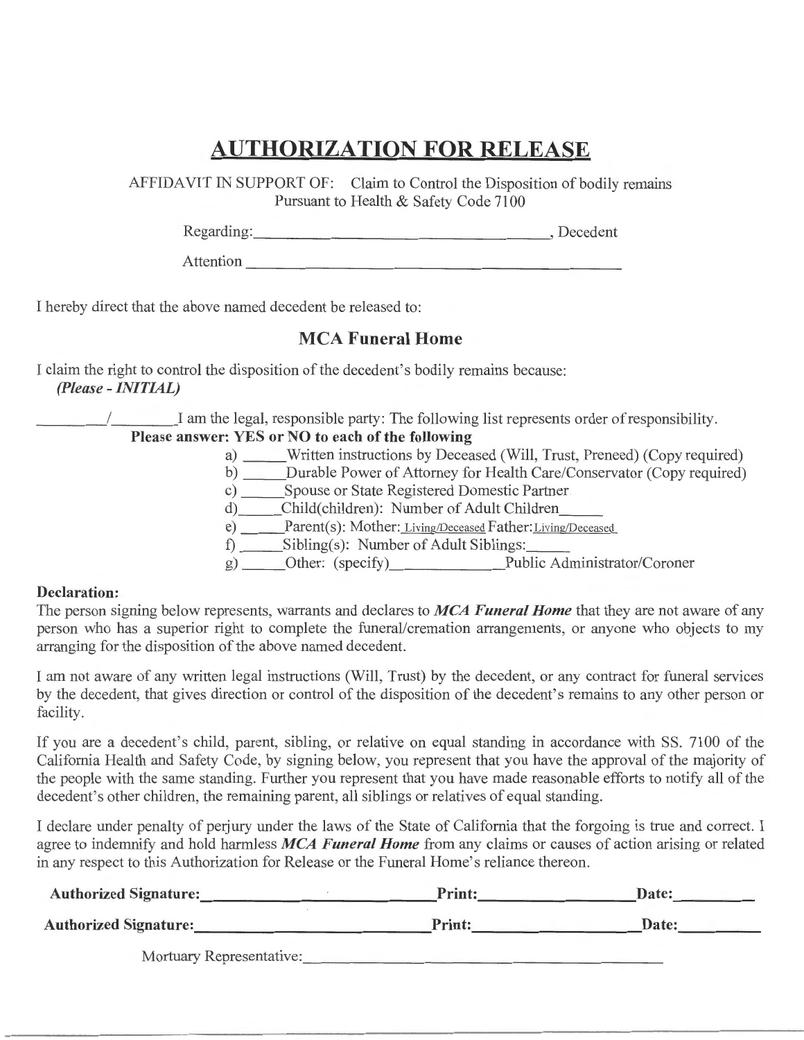# AUTHORIZATION FOR RELEASE

AFFIDAVIT IN SUPPORT OF: Claim to Control the Disposition of bodily remains Pursuant to Health & Safety Code 7100

Regarding:\_\_\_\_\_\_\_\_\_\_\_\_\_\_\_\_\_\_\_\_\_\_\_\_\_\_\_\_\_\_\_\_\_\_, Decedent

Attention \_\_\_\_\_\_\_\_\_\_\_\_\_\_\_\_\_\_\_\_\_\_\_\_\_\_\_\_\_\_\_\_\_\_\_\_\_\_\_\_

I hereby direct that the above named decedent be released to:

## MCA Funeral Home

I claim the right to control the disposition of the decedent's bodily remains because:
***(Please - INITIAL)***

\_\_\_\_\_\_\_/\_\_\_\_\_\_\_I am the legal, responsible party: The following list represents order of responsibility.

**Please answer: YES or NO to each of the following**

a) \_\_\_\_\_Written instructions by Deceased (Will, Trust, Preneed) (Copy required)
b) \_\_\_\_\_Durable Power of Attorney for Health Care/Conservator (Copy required)
c) \_\_\_\_\_Spouse or State Registered Domestic Partner
d)\_\_\_\_\_Child(children): Number of Adult Children\_\_\_\_\_
e) \_\_\_\_\_Parent(s): Mother: Living/Deceased Father: Living/Deceased
f) \_\_\_\_\_Sibling(s): Number of Adult Siblings:\_\_\_\_\_
g) \_\_\_\_\_Other: (specify)\_\_\_\_\_\_\_\_\_\_\_\_\_Public Administrator/Coroner

**Declaration:**

The person signing below represents, warrants and declares to ***MCA Funeral Home*** that they are not aware of any person who has a superior right to complete the funeral/cremation arrangements, or anyone who objects to my arranging for the disposition of the above named decedent.

I am not aware of any written legal instructions (Will, Trust) by the decedent, or any contract for funeral services by the decedent, that gives direction or control of the disposition of the decedent's remains to any other person or facility.

If you are a decedent's child, parent, sibling, or relative on equal standing in accordance with SS. 7100 of the California Health and Safety Code, by signing below, you represent that you have the approval of the majority of the people with the same standing. Further you represent that you have made reasonable efforts to notify all of the decedent's other children, the remaining parent, all siblings or relatives of equal standing.

I declare under penalty of perjury under the laws of the State of California that the forgoing is true and correct. I agree to indemnify and hold harmless ***MCA Funeral Home*** from any claims or causes of action arising or related in any respect to this Authorization for Release or the Funeral Home's reliance thereon.

**Authorized Signature:**\_\_\_\_\_\_\_\_\_\_\_\_\_\_\_\_\_\_\_\_\_\_\_\_ **Print:**\_\_\_\_\_\_\_\_\_\_\_\_\_\_\_\_ **Date:**\_\_\_\_\_\_\_\_

**Authorized Signature:**\_\_\_\_\_\_\_\_\_\_\_\_\_\_\_\_\_\_\_\_\_\_\_\_ **Print:**\_\_\_\_\_\_\_\_\_\_\_\_\_\_\_\_ **Date:**\_\_\_\_\_\_\_\_

Mortuary Representative:\_\_\_\_\_\_\_\_\_\_\_\_\_\_\_\_\_\_\_\_\_\_\_\_\_\_\_\_\_\_\_\_\_\_\_\_\_\_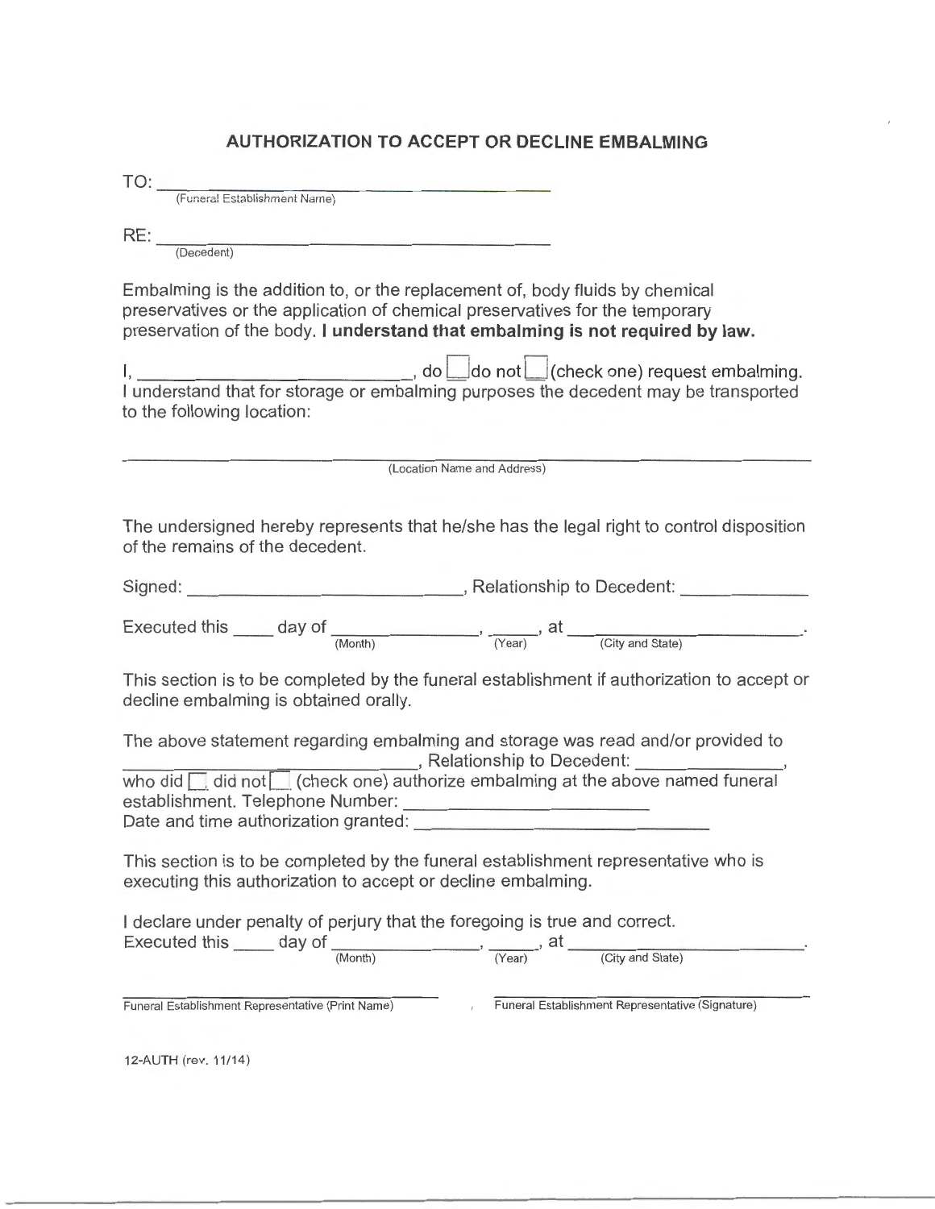## AUTHORIZATION TO ACCEPT OR DECLINE EMBALMING

TO: ______________________________________
(Funeral Establishment Name)

RE: ______________________________________
(Decedent)

Embalming is the addition to, or the replacement of, body fluids by chemical preservatives or the application of chemical preservatives for the temporary preservation of the body. **I understand that embalming is not required by law.**

I, ____________________________, do ☐ do not ☐ (check one) request embalming. I understand that for storage or embalming purposes the decedent may be transported to the following location:

______________________________________________________________
(Location Name and Address)

The undersigned hereby represents that he/she has the legal right to control disposition of the remains of the decedent.

Signed: ____________________________, Relationship to Decedent: ____________

Executed this ____ day of ______________ (Month), _____ (Year), at ______________________ (City and State).

This section is to be completed by the funeral establishment if authorization to accept or decline embalming is obtained orally.

The above statement regarding embalming and storage was read and/or provided to ____________________________, Relationship to Decedent: ______________, who did ☐ did not ☐ (check one) authorize embalming at the above named funeral establishment. Telephone Number: ______________________
Date and time authorization granted: ____________________________

This section is to be completed by the funeral establishment representative who is executing this authorization to accept or decline embalming.

I declare under penalty of perjury that the foregoing is true and correct.
Executed this ____ day of ______________ (Month), _____ (Year), at ______________________ (City and State).

______________________________
Funeral Establishment Representative (Print Name)

______________________________
Funeral Establishment Representative (Signature)

12-AUTH (rev. 11/14)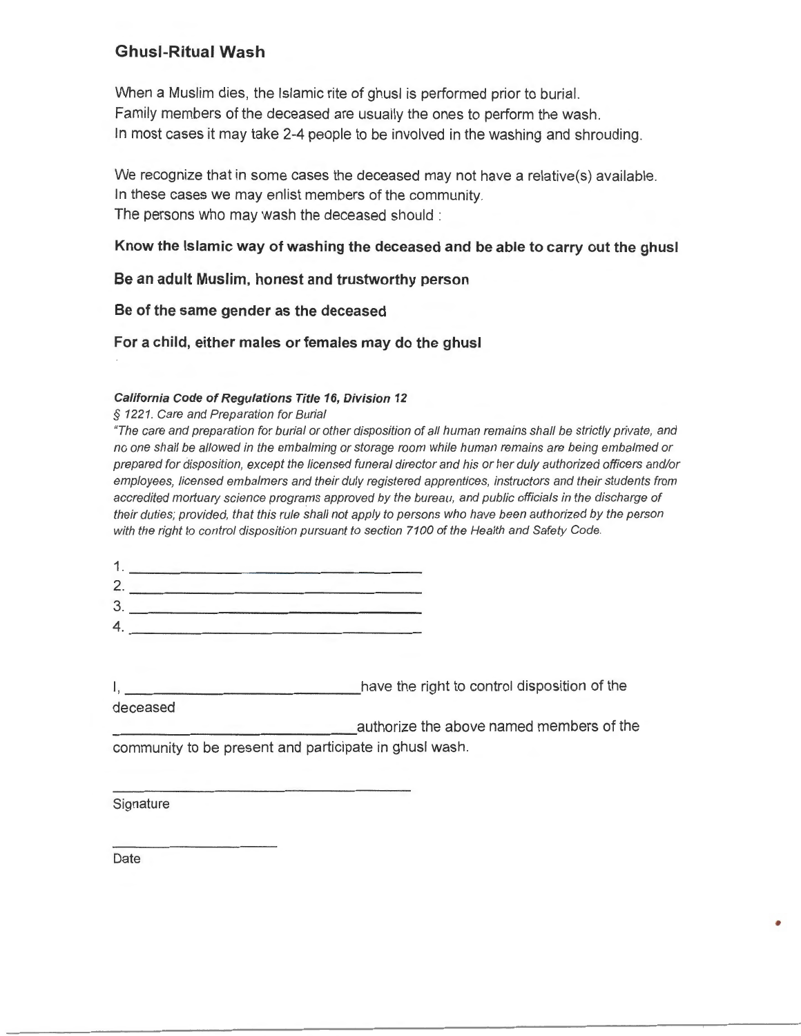## Ghusl-Ritual Wash

When a Muslim dies, the Islamic rite of ghusl is performed prior to burial.
Family members of the deceased are usually the ones to perform the wash.
In most cases it may take 2-4 people to be involved in the washing and shrouding.

We recognize that in some cases the deceased may not have a relative(s) available.
In these cases we may enlist members of the community.
The persons who may wash the deceased should :

**Know the Islamic way of washing the deceased and be able to carry out the ghusl**

**Be an adult Muslim, honest and trustworthy person**

**Be of the same gender as the deceased**

**For a child, either males or females may do the ghusl**

***California Code of Regulations Title 16, Division 12***

*§ 1221. Care and Preparation for Burial*

*"The care and preparation for burial or other disposition of all human remains shall be strictly private, and no one shall be allowed in the embalming or storage room while human remains are being embalmed or prepared for disposition, except the licensed funeral director and his or her duly authorized officers and/or employees, licensed embalmers and their duly registered apprentices, instructors and their students from accredited mortuary science programs approved by the bureau, and public officials in the discharge of their duties; provided, that this rule shall not apply to persons who have been authorized by the person with the right to control disposition pursuant to section 7100 of the Health and Safety Code.*

1. ______________________________
2. ______________________________
3. ______________________________
4. ______________________________

I, ____________________________ have the right to control disposition of the deceased

____________________________ authorize the above named members of the community to be present and participate in ghusl wash.

______________________________
Signature

____________________
Date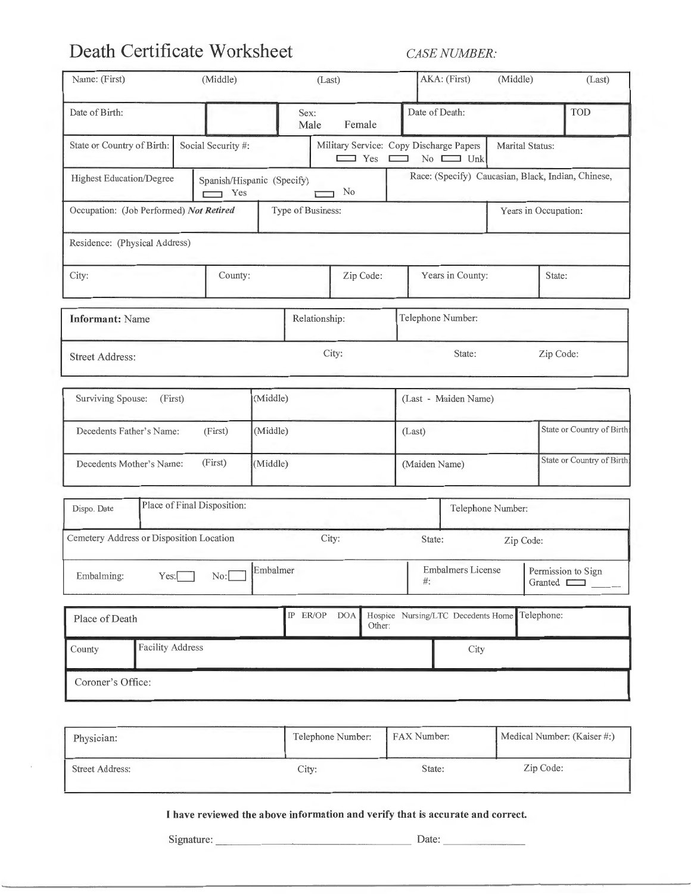# Death Certificate Worksheet

*CASE NUMBER:*

| Name: (First) | (Middle) | (Last) | AKA: (First) | (Middle) | (Last) |
|---|---|---|---|---|---|

| Date of Birth: | | Sex: Male Female | Date of Death: | TOD |
|---|---|---|---|---|

| State or Country of Birth: | Social Security #: | Military Service: Copy Discharge Papers ☐ Yes ☐ No ☐ Unk | Marital Status: |
|---|---|---|---|

| Highest Education/Degree | Spanish/Hispanic (Specify) ☐ Yes ☐ No | Race: (Specify) Caucasian, Black, Indian, Chinese, |
|---|---|---|

| Occupation: (Job Performed) ***Not Retired*** | Type of Business: | Years in Occupation: |
|---|---|---|

| Residence: (Physical Address) |
|---|

| City: | County: | Zip Code: | Years in County: | State: |
|---|---|---|---|---|

| **Informant:** Name | Relationship: | Telephone Number: | |
|---|---|---|---|
| Street Address: | City: | State: | Zip Code: |

| Surviving Spouse: (First) | (Middle) | (Last - Maiden Name) | |
|---|---|---|---|
| Decedents Father's Name: (First) | (Middle) | (Last) | State or Country of Birth |
| Decedents Mother's Name: (First) | (Middle) | (Maiden Name) | State or Country of Birth |

| Dispo. Date | Place of Final Disposition: | | Telephone Number: |
|---|---|---|---|
| Cemetery Address or Disposition Location | City: | State: | Zip Code: |
| Embalming: Yes: ☐ No: ☐ | Embalmer | Embalmers License #: | Permission to Sign Granted ☐ ____ |

| Place of Death | IP ER/OP DOA | Hospice Nursing/LTC Decedents Home Other: | Telephone: |
|---|---|---|---|
| County | Facility Address | City | |
| Coroner's Office: | | | |

| Physician: | Telephone Number: | FAX Number: | Medical Number: (Kaiser #:) |
|---|---|---|---|
| Street Address: | City: | State: | Zip Code: |

**I have reviewed the above information and verify that is accurate and correct.**

Signature: ______________________________ Date: ______________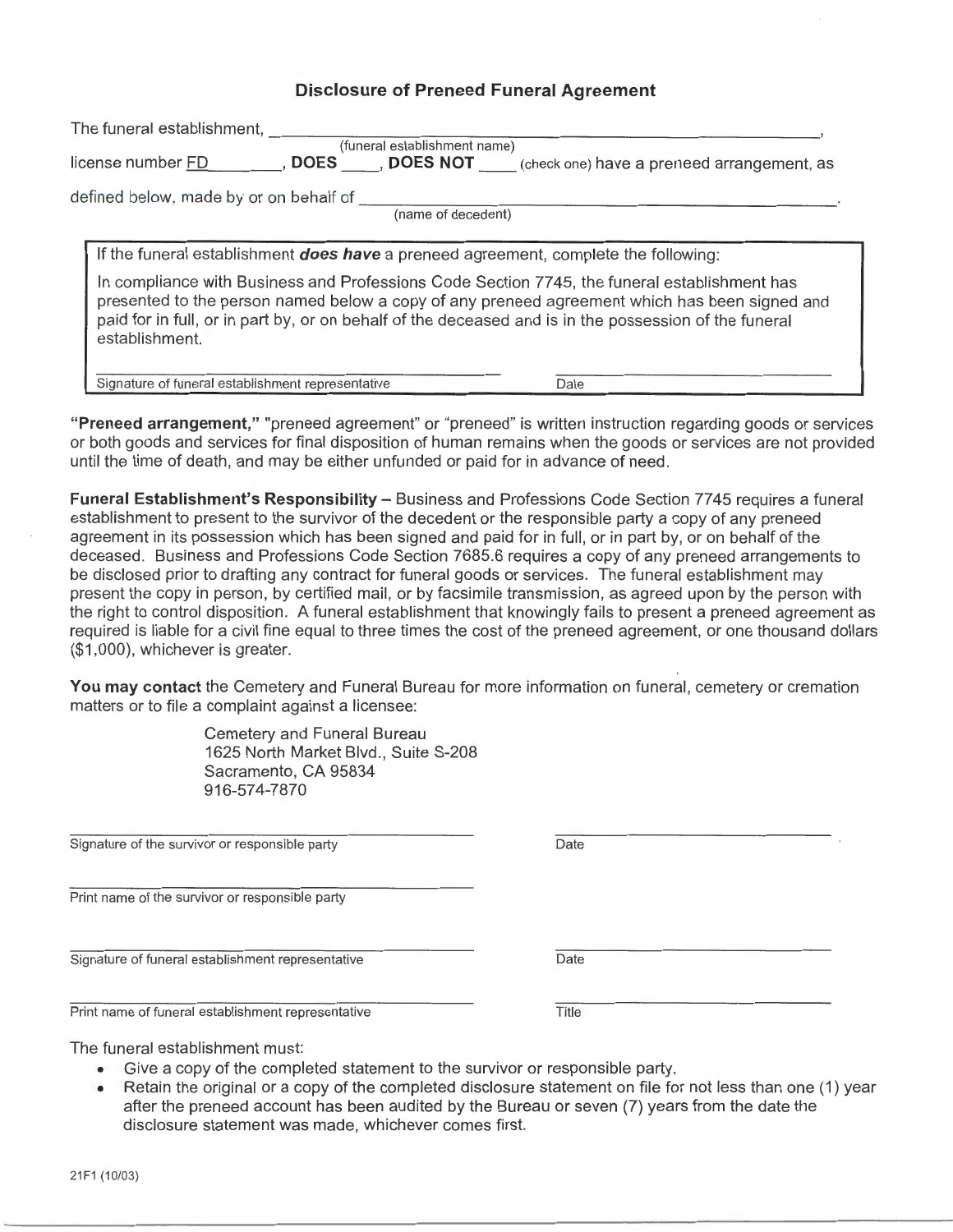## Disclosure of Preneed Funeral Agreement

The funeral establishment, ______________________________________________,
(funeral establishment name)
license number FD________, **DOES** ____, **DOES NOT** ____ (check one) have a preneed arrangement, as defined below, made by or on behalf of ______________________________________________.
(name of decedent)

> If the funeral establishment ***does have*** a preneed agreement, complete the following:
>
> In compliance with Business and Professions Code Section 7745, the funeral establishment has presented to the person named below a copy of any preneed agreement which has been signed and paid for in full, or in part by, or on behalf of the deceased and is in the possession of the funeral establishment.
>
> ______________________________ ______________
> Signature of funeral establishment representative Date

**"Preneed arrangement,"** "preneed agreement" or "preneed" is written instruction regarding goods or services or both goods and services for final disposition of human remains when the goods or services are not provided until the time of death, and may be either unfunded or paid for in advance of need.

**Funeral Establishment's Responsibility –** Business and Professions Code Section 7745 requires a funeral establishment to present to the survivor of the decedent or the responsible party a copy of any preneed agreement in its possession which has been signed and paid for in full, or in part by, or on behalf of the deceased. Business and Professions Code Section 7685.6 requires a copy of any preneed arrangements to be disclosed prior to drafting any contract for funeral goods or services. The funeral establishment may present the copy in person, by certified mail, or by facsimile transmission, as agreed upon by the person with the right to control disposition. A funeral establishment that knowingly fails to present a preneed agreement as required is liable for a civil fine equal to three times the cost of the preneed agreement, or one thousand dollars ($1,000), whichever is greater.

**You may contact** the Cemetery and Funeral Bureau for more information on funeral, cemetery or cremation matters or to file a complaint against a licensee:

Cemetery and Funeral Bureau
1625 North Market Blvd., Suite S-208
Sacramento, CA 95834
916-574-7870

______________________________ ______________
Signature of the survivor or responsible party Date

______________________________
Print name of the survivor or responsible party

______________________________ ______________
Signature of funeral establishment representative Date

______________________________ ______________
Print name of funeral establishment representative Title

The funeral establishment must:

- Give a copy of the completed statement to the survivor or responsible party.
- Retain the original or a copy of the completed disclosure statement on file for not less than one (1) year after the preneed account has been audited by the Bureau or seven (7) years from the date the disclosure statement was made, whichever comes first.

21F1 (10/03)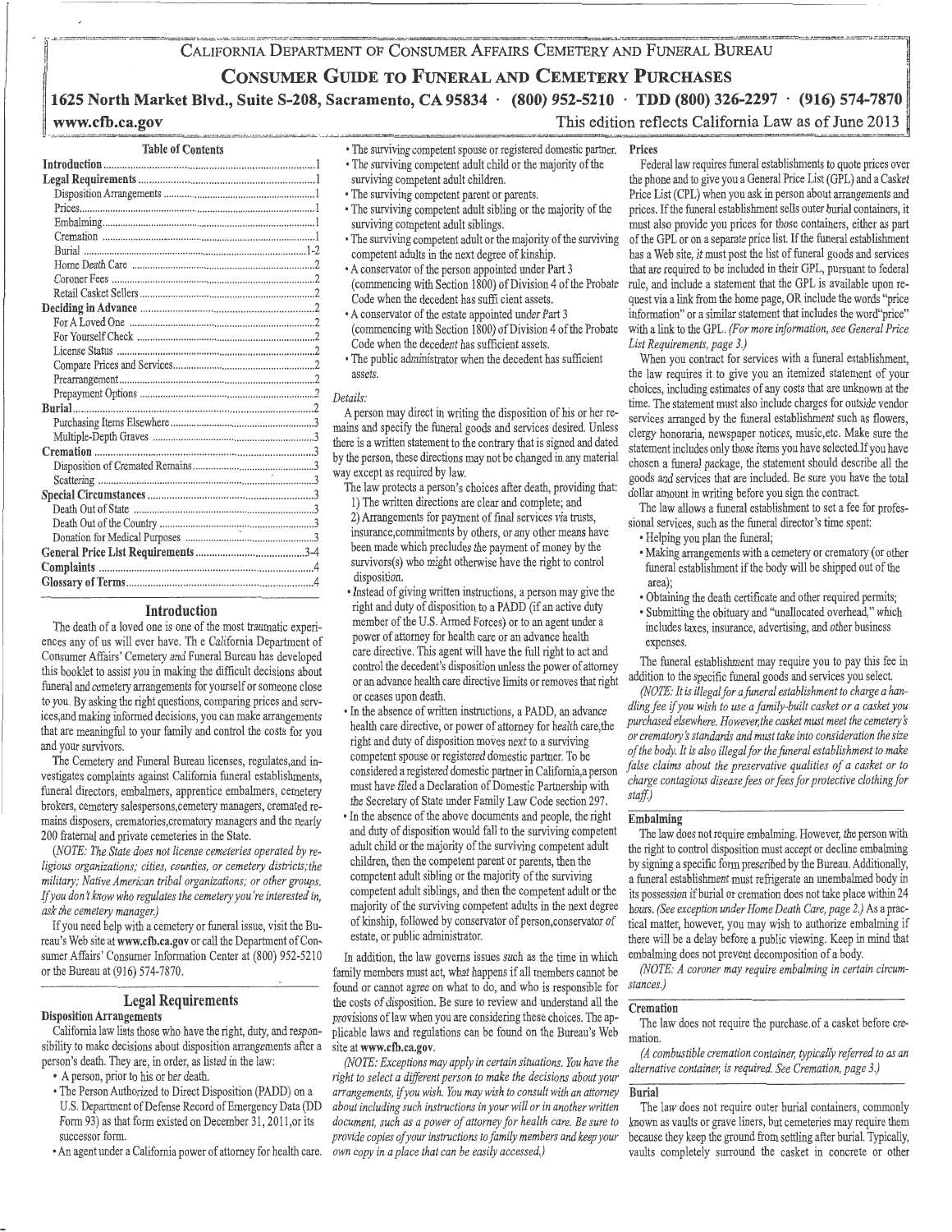# California Department of Consumer Affairs Cemetery and Funeral Bureau

# Consumer Guide to Funeral and Cemetery Purchases

**1625 North Market Blvd., Suite S-208, Sacramento, CA 95834 · (800) 952-5210 · TDD (800) 326-2297 · (916) 574-7870**

**www.cfb.ca.gov** This edition reflects California Law as of June 2013

| Table of Contents | |
|---|---|
| **Introduction** | 1 |
| **Legal Requirements** | 1 |
| Disposition Arrangements | 1 |
| Prices | 1 |
| Embalming | 1 |
| Cremation | 1 |
| Burial | 1-2 |
| Home Death Care | 2 |
| Coroner Fees | 2 |
| Retail Casket Sellers | 2 |
| **Deciding in Advance** | 2 |
| For A Loved One | 2 |
| For Yourself Check | 2 |
| License Status | 2 |
| Compare Prices and Services | 2 |
| Prearrangement | 2 |
| Prepayment Options | 2 |
| **Burial** | 2 |
| Purchasing Items Elsewhere | 3 |
| Multiple-Depth Graves | 3 |
| **Cremation** | 3 |
| Disposition of Cremated Remains | 3 |
| Scattering | 3 |
| **Special Circumstances** | 3 |
| Death Out of State | 3 |
| Death Out of the Country | 3 |
| Donation for Medical Purposes | 3 |
| **General Price List Requirements** | 3-4 |
| **Complaints** | 4 |
| **Glossary of Terms** | 4 |

## Introduction

The death of a loved one is one of the most traumatic experiences any of us will ever have. Th e California Department of Consumer Affairs' Cemetery and Funeral Bureau has developed this booklet to assist you in making the difficult decisions about funeral and cemetery arrangements for yourself or someone close to you. By asking the right questions, comparing prices and services,and making informed decisions, you can make arrangements that are meaningful to your family and control the costs for you and your survivors.

The Cemetery and Funeral Bureau licenses, regulates,and investigates complaints against California funeral establishments, funeral directors, embalmers, apprentice embalmers, cemetery brokers, cemetery salespersons,cemetery managers, cremated remains disposers, crematories,crematory managers and the nearly 200 fraternal and private cemeteries in the State.

*(NOTE: The State does not license cemeteries operated by religious organizations; cities, counties, or cemetery districts;the military; Native American tribal organizations; or other groups. If you don't know who regulates the cemetery you're interested in, ask the cemetery manager.)*

If you need help with a cemetery or funeral issue, visit the Bureau's Web site at **www.cfb.ca.gov** or call the Department of Consumer Affairs' Consumer Information Center at (800) 952-5210 or the Bureau at (916) 574-7870.

## Legal Requirements

### Disposition Arrangements

California law lists those who have the right, duty, and responsibility to make decisions about disposition arrangements after a person's death. They are, in order, as listed in the law:

- A person, prior to his or her death.
- The Person Authorized to Direct Disposition (PADD) on a U.S. Department of Defense Record of Emergency Data (DD Form 93) as that form existed on December 31, 2011,or its successor form.
- An agent under a California power of attorney for health care.
- The surviving competent spouse or registered domestic partner.
- The surviving competent adult child or the majority of the surviving competent adult children.
- The surviving competent parent or parents.
- The surviving competent adult sibling or the majority of the surviving competent adult siblings.
- The surviving competent adult or the majority of the surviving competent adults in the next degree of kinship.
- A conservator of the person appointed under Part 3 (commencing with Section 1800) of Division 4 of the Probate Code when the decedent has suffi cient assets.
- A conservator of the estate appointed under Part 3 (commencing with Section 1800) of Division 4 of the Probate Code when the decedent has sufficient assets.
- The public administrator when the decedent has sufficient assets.

*Details:*

A person may direct in writing the disposition of his or her remains and specify the funeral goods and services desired. Unless there is a written statement to the contrary that is signed and dated by the person, these directions may not be changed in any material way except as required by law.

The law protects a person's choices after death, providing that:

1) The written directions are clear and complete; and
2) Arrangements for payment of final services via trusts, insurance,commitments by others, or any other means have been made which precludes the payment of money by the survivors(s) who might otherwise have the right to control disposition.

- Instead of giving written instructions, a person may give the right and duty of disposition to a PADD (if an active duty member of the U.S. Armed Forces) or to an agent under a power of attorney for health care or an advance health care directive. This agent will have the full right to act and control the decedent's disposition unless the power of attorney or an advance health care directive limits or removes that right or ceases upon death.
- In the absence of written instructions, a PADD, an advance health care directive, or power of attorney for health care,the right and duty of disposition moves next to a surviving competent spouse or registered domestic partner. To be considered a registered domestic partner in California,a person must have filed a Declaration of Domestic Partnership with the Secretary of State under Family Law Code section 297.
- In the absence of the above documents and people, the right and duty of disposition would fall to the surviving competent adult child or the majority of the surviving competent adult children, then the competent parent or parents, then the competent adult sibling or the majority of the surviving competent adult siblings, and then the competent adult or the majority of the surviving competent adults in the next degree of kinship, followed by conservator of person,conservator of estate, or public administrator.

In addition, the law governs issues such as the time in which family members must act, what happens if all members cannot be found or cannot agree on what to do, and who is responsible for the costs of disposition. Be sure to review and understand all the provisions of law when you are considering these choices. The applicable laws and regulations can be found on the Bureau's Web site at **www.cfb.ca.gov**.

*(NOTE: Exceptions may apply in certain situations. You have the right to select a different person to make the decisions about your arrangements, if you wish. You may wish to consult with an attorney about including such instructions in your will or in another written document, such as a power of attorney for health care. Be sure to provide copies of your instructions to family members and keep your own copy in a place that can be easily accessed.)*

### Prices

Federal law requires funeral establishments to quote prices over the phone and to give you a General Price List (GPL) and a Casket Price List (CPL) when you ask in person about arrangements and prices. If the funeral establishment sells outer burial containers, it must also provide you prices for those containers, either as part of the GPL or on a separate price list. If the funeral establishment has a Web site, it must post the list of funeral goods and services that are required to be included in their GPL, pursuant to federal rule, and include a statement that the GPL is available upon request via a link from the home page, OR include the words "price information" or a similar statement that includes the word"price" with a link to the GPL. *(For more information, see General Price List Requirements, page 3.)*

When you contract for services with a funeral establishment, the law requires it to give you an itemized statement of your choices, including estimates of any costs that are unknown at the time. The statement must also include charges for outside vendor services arranged by the funeral establishment such as flowers, clergy honoraria, newspaper notices, music,etc. Make sure the statement includes only those items you have selected.If you have chosen a funeral package, the statement should describe all the goods and services that are included. Be sure you have the total dollar amount in writing before you sign the contract.

The law allows a funeral establishment to set a fee for professional services, such as the funeral director's time spent:

- Helping you plan the funeral;
- Making arrangements with a cemetery or crematory (or other funeral establishment if the body will be shipped out of the area);
- Obtaining the death certificate and other required permits;
- Submitting the obituary and "unallocated overhead," which includes taxes, insurance, advertising, and other business expenses.

The funeral establishment may require you to pay this fee in addition to the specific funeral goods and services you select.

*(NOTE: It is illegal for a funeral establishment to charge a handling fee if you wish to use a family-built casket or a casket you purchased elsewhere. However,the casket must meet the cemetery's or crematory's standards and must take into consideration the size of the body. It is also illegal for the funeral establishment to make false claims about the preservative qualities of a casket or to charge contagious disease fees or fees for protective clothing for staff.)*

### Embalming

The law does not require embalming. However, the person with the right to control disposition must accept or decline embalming by signing a specific form prescribed by the Bureau. Additionally, a funeral establishment must refrigerate an unembalmed body in its possession if burial or cremation does not take place within 24 hours. *(See exception under Home Death Care, page 2.)* As a practical matter, however, you may wish to authorize embalming if there will be a delay before a public viewing. Keep in mind that embalming does not prevent decomposition of a body.

*(NOTE: A coroner may require embalming in certain circumstances.)*

### Cremation

The law does not require the purchase.of a casket before cremation.

*(A combustible cremation container, typically referred to as an alternative container, is required. See Cremation, page 3.)*

### Burial

The law does not require outer burial containers, commonly known as vaults or grave liners, but cemeteries may require them because they keep the ground from settling after burial. Typically, vaults completely surround the casket in concrete or other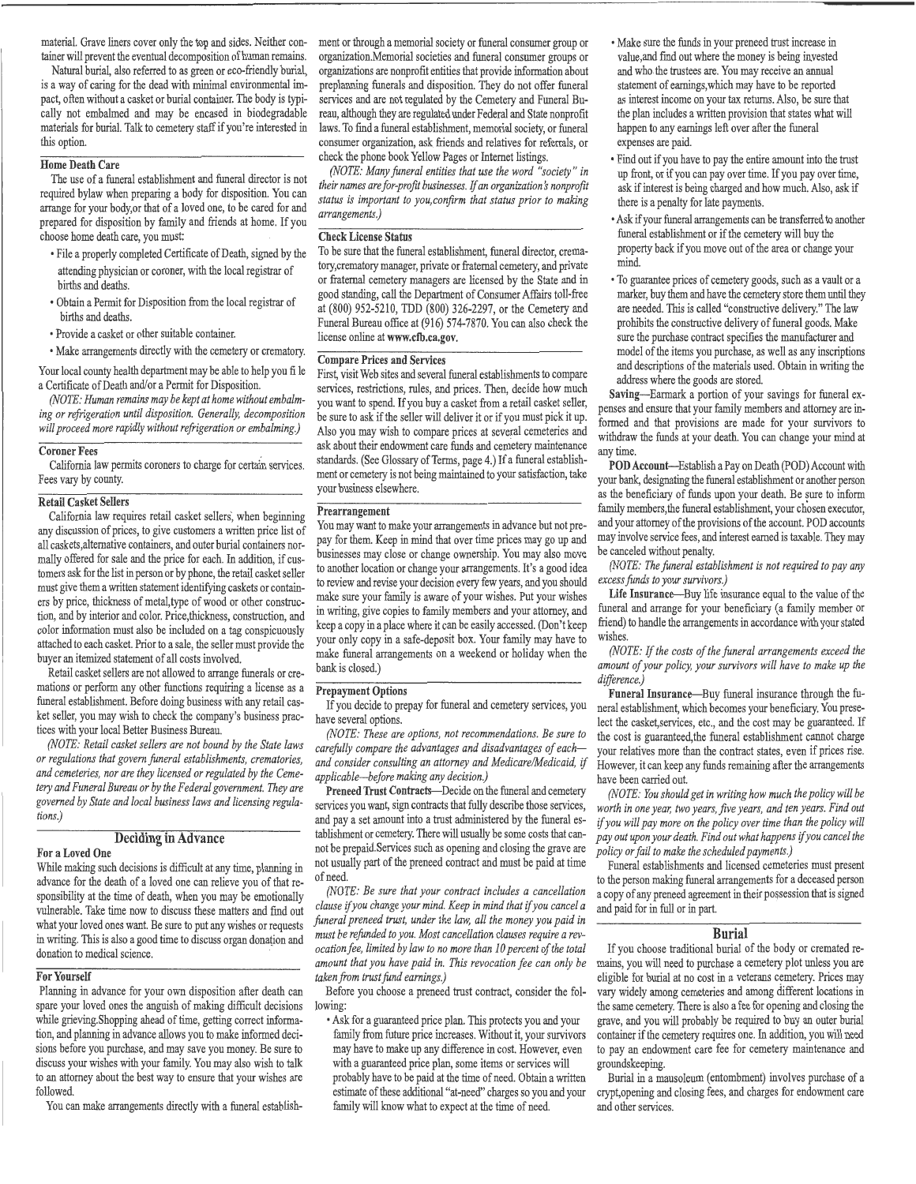material. Grave liners cover only the top and sides. Neither container will prevent the eventual decomposition of human remains.

Natural burial, also referred to as green or eco-friendly burial, is a way of caring for the dead with minimal environmental impact, often without a casket or burial container. The body is typically not embalmed and may be encased in biodegradable materials for burial. Talk to cemetery staff if you're interested in this option.

### Home Death Care

The use of a funeral establishment and funeral director is not required bylaw when preparing a body for disposition. You can arrange for your body,or that of a loved one, to be cared for and prepared for disposition by family and friends at home. If you choose home death care, you must:

- File a properly completed Certificate of Death, signed by the attending physician or coroner, with the local registrar of births and deaths.
- Obtain a Permit for Disposition from the local registrar of births and deaths.
- Provide a casket or other suitable container.
- Make arrangements directly with the cemetery or crematory.

Your local county health department may be able to help you fi le a Certificate of Death and/or a Permit for Disposition.

*(NOTE: Human remains may be kept at home without embalming or refrigeration until disposition. Generally, decomposition will proceed more rapidly without refrigeration or embalming.)*

### Coroner Fees

California law permits coroners to charge for certain services. Fees vary by county.

### Retail Casket Sellers

California law requires retail casket sellers, when beginning any discussion of prices, to give customers a written price list of all caskets,alternative containers, and outer burial containers normally offered for sale and the price for each. In addition, if customers ask for the list in person or by phone, the retail casket seller must give them a written statement identifying caskets or containers by price, thickness of metal,type of wood or other construction, and by interior and color. Price,thickness, construction, and color information must also be included on a tag conspicuously attached to each casket. Prior to a sale, the seller must provide the buyer an itemized statement of all costs involved.

Retail casket sellers are not allowed to arrange funerals or cremations or perform any other functions requiring a license as a funeral establishment. Before doing business with any retail casket seller, you may wish to check the company's business practices with your local Better Business Bureau.

*(NOTE: Retail casket sellers are not bound by the State laws or regulations that govern funeral establishments, crematories, and cemeteries, nor are they licensed or regulated by the Cemetery and Funeral Bureau or by the Federal government. They are governed by State and local business laws and licensing regulations.)*

## Deciding in Advance

### For a Loved One

While making such decisions is difficult at any time, planning in advance for the death of a loved one can relieve you of that responsibility at the time of death, when you may be emotionally vulnerable. Take time now to discuss these matters and find out what your loved ones want. Be sure to put any wishes or requests in writing. This is also a good time to discuss organ donation and donation to medical science.

### For Yourself

Planning in advance for your own disposition after death can spare your loved ones the anguish of making difficult decisions while grieving.Shopping ahead of time, getting correct information, and planning in advance allows you to make informed decisions before you purchase, and may save you money. Be sure to discuss your wishes with your family. You may also wish to talk to an attorney about the best way to ensure that your wishes are followed.

You can make arrangements directly with a funeral establishment or through a memorial society or funeral consumer group or organization.Memorial societies and funeral consumer groups or organizations are nonprofit entities that provide information about preplanning funerals and disposition. They do not offer funeral services and are not regulated by the Cemetery and Funeral Bureau, although they are regulated under Federal and State nonprofit laws. To find a funeral establishment, memorial society, or funeral consumer organization, ask friends and relatives for referrals, or check the phone book Yellow Pages or Internet listings.

*(NOTE: Many funeral entities that use the word "society" in their names are for-profit businesses. If an organization's nonprofit status is important to you,confirm that status prior to making arrangements.)*

### Check License Status

To be sure that the funeral establishment, funeral director, crematory,crematory manager, private or fraternal cemetery, and private or fraternal cemetery managers are licensed by the State and in good standing, call the Department of Consumer Affairs toll-free at (800) 952-5210, TDD (800) 326-2297, or the Cemetery and Funeral Bureau office at (916) 574-7870. You can also check the license online at **www.cfb.ca.gov.**

### Compare Prices and Services

First, visit Web sites and several funeral establishments to compare services, restrictions, rules, and prices. Then, decide how much you want to spend. If you buy a casket from a retail casket seller, be sure to ask if the seller will deliver it or if you must pick it up. Also you may wish to compare prices at several cemeteries and ask about their endowment care funds and cemetery maintenance standards. (See Glossary of Terms, page 4.) If a funeral establishment or cemetery is not being maintained to your satisfaction, take your business elsewhere.

### Prearrangement

You may want to make your arrangements in advance but not prepay for them. Keep in mind that over time prices may go up and businesses may close or change ownership. You may also move to another location or change your arrangements. It's a good idea to review and revise your decision every few years, and you should make sure your family is aware of your wishes. Put your wishes in writing, give copies to family members and your attorney, and keep a copy in a place where it can be easily accessed. (Don't keep your only copy in a safe-deposit box. Your family may have to make funeral arrangements on a weekend or holiday when the bank is closed.)

### Prepayment Options

If you decide to prepay for funeral and cemetery services, you have several options.

*(NOTE: These are options, not recommendations. Be sure to carefully compare the advantages and disadvantages of each—and consider consulting an attorney and Medicare/Medicaid, if applicable—before making any decision.)*

**Preneed Trust Contracts**—Decide on the funeral and cemetery services you want, sign contracts that fully describe those services, and pay a set amount into a trust administered by the funeral establishment or cemetery. There will usually be some costs that cannot be prepaid.Services such as opening and closing the grave are not usually part of the preneed contract and must be paid at time of need.

*(NOTE: Be sure that your contract includes a cancellation clause if you change your mind. Keep in mind that if you cancel a funeral preneed trust, under the law, all the money you paid in must be refunded to you. Most cancellation clauses require a revocation fee, limited by law to no more than 10 percent of the total amount that you have paid in. This revocation fee can only be taken from trust fund earnings.)*

Before you choose a preneed trust contract, consider the following:

- Ask for a guaranteed price plan. This protects you and your family from future price increases. Without it, your survivors may have to make up any difference in cost. However, even with a guaranteed price plan, some items or services will probably have to be paid at the time of need. Obtain a written estimate of these additional "at-need" charges so you and your family will know what to expect at the time of need.
- Make sure the funds in your preneed trust increase in value,and find out where the money is being invested and who the trustees are. You may receive an annual statement of earnings,which may have to be reported as interest income on your tax returns. Also, be sure that the plan includes a written provision that states what will happen to any earnings left over after the funeral expenses are paid.
- Find out if you have to pay the entire amount into the trust up front, or if you can pay over time. If you pay over time, ask if interest is being charged and how much. Also, ask if there is a penalty for late payments.
- Ask if your funeral arrangements can be transferred to another funeral establishment or if the cemetery will buy the property back if you move out of the area or change your mind.
- To guarantee prices of cemetery goods, such as a vault or a marker, buy them and have the cemetery store them until they are needed. This is called "constructive delivery." The law prohibits the constructive delivery of funeral goods. Make sure the purchase contract specifies the manufacturer and model of the items you purchase, as well as any inscriptions and descriptions of the materials used. Obtain in writing the address where the goods are stored.

**Saving**—Earmark a portion of your savings for funeral expenses and ensure that your family members and attorney are informed and that provisions are made for your survivors to withdraw the funds at your death. You can change your mind at any time.

**POD Account**—Establish a Pay on Death (POD) Account with your bank, designating the funeral establishment or another person as the beneficiary of funds upon your death. Be sure to inform family members,the funeral establishment, your chosen executor, and your attorney of the provisions of the account. POD accounts may involve service fees, and interest earned is taxable. They may be canceled without penalty.

*(NOTE: The funeral establishment is not required to pay any excess funds to your survivors.)*

**Life Insurance**—Buy life insurance equal to the value of the funeral and arrange for your beneficiary (a family member or friend) to handle the arrangements in accordance with your stated wishes.

*(NOTE: If the costs of the funeral arrangements exceed the amount of your policy, your survivors will have to make up the difference.)*

**Funeral Insurance**—Buy funeral insurance through the funeral establishment, which becomes your beneficiary. You preselect the casket,services, etc., and the cost may be guaranteed. If the cost is guaranteed,the funeral establishment cannot charge your relatives more than the contract states, even if prices rise. However, it can keep any funds remaining after the arrangements have been carried out.

*(NOTE: You should get in writing how much the policy will be worth in one year, two years, five years, and ten years. Find out if you will pay more on the policy over time than the policy will pay out upon your death. Find out what happens if you cancel the policy or fail to make the scheduled payments.)*

Funeral establishments and licensed cemeteries must present to the person making funeral arrangements for a deceased person a copy of any preneed agreement in their possession that is signed and paid for in full or in part.

## Burial

If you choose traditional burial of the body or cremated remains, you will need to purchase a cemetery plot unless you are eligible for burial at no cost in a veterans cemetery. Prices may vary widely among cemeteries and among different locations in the same cemetery. There is also a fee for opening and closing the grave, and you will probably be required to buy an outer burial container if the cemetery requires one. In addition, you will need to pay an endowment care fee for cemetery maintenance and groundskeeping.

Burial in a mausoleum (entombment) involves purchase of a crypt,opening and closing fees, and charges for endowment care and other services.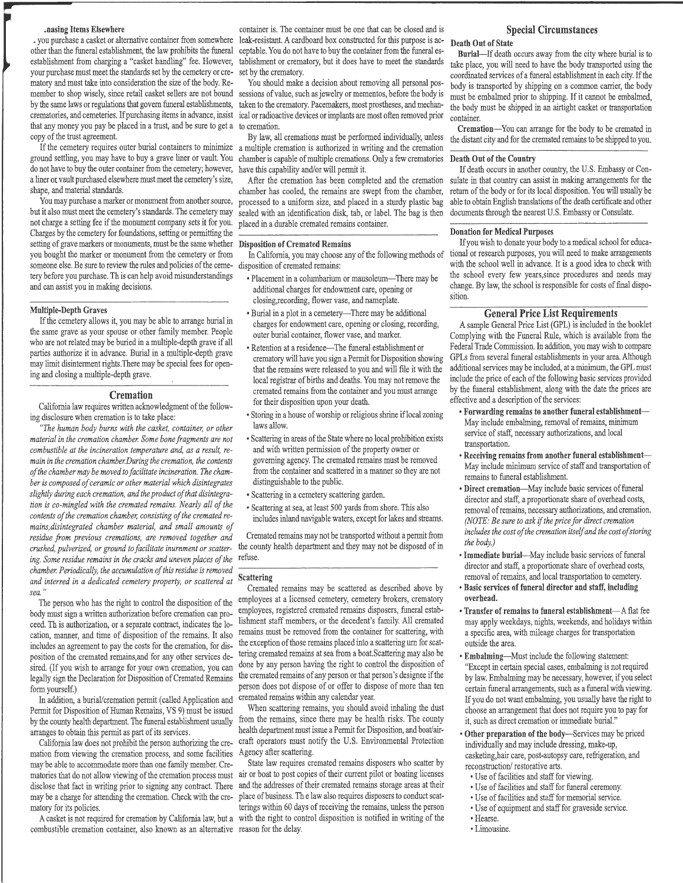### .nasing Items Elsewhere

. you purchase a casket or alternative container from somewhere other than the funeral establishment, the law prohibits the funeral establishment from charging a "casket handling" fee. However, your purchase must meet the standards set by the cemetery or crematory and must take into consideration the size of the body. Remember to shop wisely, since retail casket sellers are not bound by the same laws or regulations that govern funeral establishments, crematories, and cemeteries. If purchasing items in advance, insist that any money you pay be placed in a trust, and be sure to get a copy of the trust agreement.

If the cemetery requires outer burial containers to minimize ground settling, you may have to buy a grave liner or vault. You do not have to buy the outer container from the cemetery; however, a liner or vault purchased elsewhere must meet the cemetery's size, shape, and material standards.

You may purchase a marker or monument from another source, but it also must meet the cemetery's standards. The cemetery may not charge a setting fee if the monument company sets it for you. Charges by the cemetery for foundations, setting or permitting the setting of grave markers or monuments, must be the same whether you bought the marker or monument from the cemetery or from someone else. Be sure to review the rules and policies of the cemetery before you purchase. Th is can help avoid misunderstandings and can assist you in making decisions.

### Multiple-Depth Graves

If the cemetery allows it, you may be able to arrange burial in the same grave as your spouse or other family member. People who are not related may be buried in a multiple-depth grave if all parties authorize it in advance. Burial in a multiple-depth grave may limit disinterment rights.There may be special fees for opening and closing a multiple-depth grave.

## Cremation

California law requires written acknowledgment of the following disclosure when cremation is to take place:

*"The human body burns with the casket, container, or other material in the cremation chamber. Some bone fragments are not combustible at the incineration temperature and, as a result, remain in the cremation chamber.During the cremation, the contents of the chamber may be moved to facilitate incineration. The chamber is composed of ceramic or other material which disintegrates slightly during each cremation, and the product of that disintegration is co-mingled with the cremated remains. Nearly all of the contents of the cremation chamber, consisting of the cremated remains,disintegrated chamber material, and small amounts of residue from previous cremations, are removed together and crushed, pulverized, or ground to facilitate inurnment or scattering. Some residue remains in the cracks and uneven places of the chamber. Periodically, the accumulation of this residue is removed and interred in a dedicated cemetery property, or scattered at sea."*

The person who has the right to control the disposition of the body must sign a written authorization before cremation can proceed. Th is authorization, or a separate contract, indicates the location, manner, and time of disposition of the remains. It also includes an agreement to pay the costs for the cremation, for disposition of the cremated remains,and for any other services desired. (If you wish to arrange for your own cremation, you can legally sign the Declaration for Disposition of Cremated Remains form yourself.)

In addition, a burial/cremation permit (called Application and Permit for Disposition of Human Remains, VS 9) must be issued by the county health department. The funeral establishment usually arranges to obtain this permit as part of its services.

California law does not prohibit the person authorizing the cremation from viewing the cremation process, and some facilities may be able to accommodate more than one family member. Crematories that do not allow viewing of the cremation process must disclose that fact in writing prior to signing any contract. There may be a charge for attending the cremation. Check with the crematory for its policies.

A casket is not required for cremation by California law, but a combustible cremation container, also known as an alternative container is. The container must be one that can be closed and is leak-resistant. A cardboard box constructed for this purpose is acceptable. You do not have to buy the container from the funeral establishment or crematory, but it does have to meet the standards set by the crematory.

You should make a decision about removing all personal possessions of value, such as jewelry or mementos, before the body is taken to the crematory. Pacemakers, most prostheses, and mechanical or radioactive devices or implants are most often removed prior to cremation.

By law, all cremations must be performed individually, unless a multiple cremation is authorized in writing and the cremation chamber is capable of multiple cremations. Only a few crematories have this capability and/or will permit it.

After the cremation has been completed and the cremation chamber has cooled, the remains are swept from the chamber, processed to a uniform size, and placed in a sturdy plastic bag sealed with an identification disk, tab, or label. The bag is then placed in a durable cremated remains container.

### Disposition of Cremated Remains

In California, you may choose any of the following methods of disposition of cremated remains:

- Placement in a columbarium or mausoleum—There may be additional charges for endowment care, opening or closing,recording, flower vase, and nameplate.
- Burial in a plot in a cemetery—There may be additional charges for endowment care, opening or closing, recording, outer burial container, flower vase, and marker.
- Retention at a residence—The funeral establishment or crematory will have you sign a Permit for Disposition showing that the remains were released to you and will file it with the local registrar of births and deaths. You may not remove the cremated remains from the container and you must arrange for their disposition upon your death.
- Storing in a house of worship or religious shrine if local zoning laws allow.
- Scattering in areas of the State where no local prohibition exists and with written permission of the property owner or governing agency. The cremated remains must be removed from the container and scattered in a manner so they are not distinguishable to the public.
- Scattering in a cemetery scattering garden.
- Scattering at sea, at least 500 yards from shore. This also includes inland navigable waters, except for lakes and streams.

Cremated remains may not be transported without a permit from the county health department and they may not be disposed of in refuse.

### Scattering

Cremated remains may be scattered as described above by employees at a licensed cemetery, cemetery brokers, crematory employees, registered cremated remains disposers, funeral establishment staff members, or the decedent's family. All cremated remains must be removed from the container for scattering, with the exception of those remains placed into a scattering urn for scattering cremated remains at sea from a boat.Scattering may also be done by any person having the right to control the disposition of the cremated remains of any person or that person's designee if the person does not dispose of or offer to dispose of more than ten cremated remains within any calendar year.

When scattering remains, you should avoid inhaling the dust from the remains, since there may be health risks. The county health department must issue a Permit for Disposition, and boat/aircraft operators must notify the U.S. Environmental Protection Agency after scattering.

State law requires cremated remains disposers who scatter by air or boat to post copies of their current pilot or boating licenses and the addresses of their cremated remains storage areas at their place of business. Th e law also requires disposers to conduct scatterings within 60 days of receiving the remains, unless the person with the right to control disposition is notified in writing of the reason for the delay.

## Special Circumstances

### Death Out of State

**Burial**—If death occurs away from the city where burial is to take place, you will need to have the body transported using the coordinated services of a funeral establishment in each city. If the body is transported by shipping on a common carrier, the body must be embalmed prior to shipping. If it cannot be embalmed, the body must be shipped in an airtight casket or transportation container.

**Cremation**—You can arrange for the body to be cremated in the distant city and for the cremated remains to be shipped to you.

### Death Out of the Country

If death occurs in another country, the U.S. Embassy or Consulate in that country can assist in making arrangements for the return of the body or for its local disposition. You will usually be able to obtain English translations of the death certificate and other documents through the nearest U.S. Embassy or Consulate.

### Donation for Medical Purposes

If you wish to donate your body to a medical school for educational or research purposes, you will need to make arrangements with the school well in advance. It is a good idea to check with the school every few years,since procedures and needs may change. By law, the school is responsible for costs of final disposition.

## General Price List Requirements

A sample General Price List (GPL) is included in the booklet Complying with the Funeral Rule, which is available from the Federal Trade Commission. In addition, you may wish to compare GPLs from several funeral establishments in your area. Although additional services may be included, at a minimum, the GPL must include the price of each of the following basic services provided by the funeral establishment, along with the date the prices are effective and a description of the services:

- **Forwarding remains to another funeral establishment**—May include embalming, removal of remains, minimum service of staff, necessary authorizations, and local transportation.
- **Receiving remains from another funeral establishment**—May include minimum service of staff and transportation of remains to funeral establishment.
- **Direct cremation**—May include basic services of funeral director and staff, a proportionate share of overhead costs, removal of remains, necessary authorizations, and cremation. *(NOTE: Be sure to ask if the price for direct cremation includes the cost of the cremation itself and the cost of storing the body.)*
- **Immediate burial**—May include basic services of funeral director and staff, a proportionate share of overhead costs, removal of remains, and local transportation to cemetery.
- **Basic services of funeral director and staff, including overhead.**
- **Transfer of remains to funeral establishment**—A flat fee may apply weekdays, nights, weekends, and holidays within a specific area, with mileage charges for transportation outside the area.
- **Embalming**—Must include the following statement: "Except in certain special cases, embalming is not required by law. Embalming may be necessary, however, if you select certain funeral arrangements, such as a funeral with viewing. If you do not want embalming, you usually have the right to choose an arrangement that does not require you to pay for it, such as direct cremation or immediate burial."
- **Other preparation of the body**—Services may be priced individually and may include dressing, make-up, casketing,hair care, post-autopsy care, refrigeration, and reconstruction/ restorative arts.
  - Use of facilities and staff for viewing.
  - Use of facilities and staff for funeral ceremony.
  - Use of facilities and staff for memorial service.
  - Use of equipment and staff for graveside service.
  - Hearse.
  - Limousine.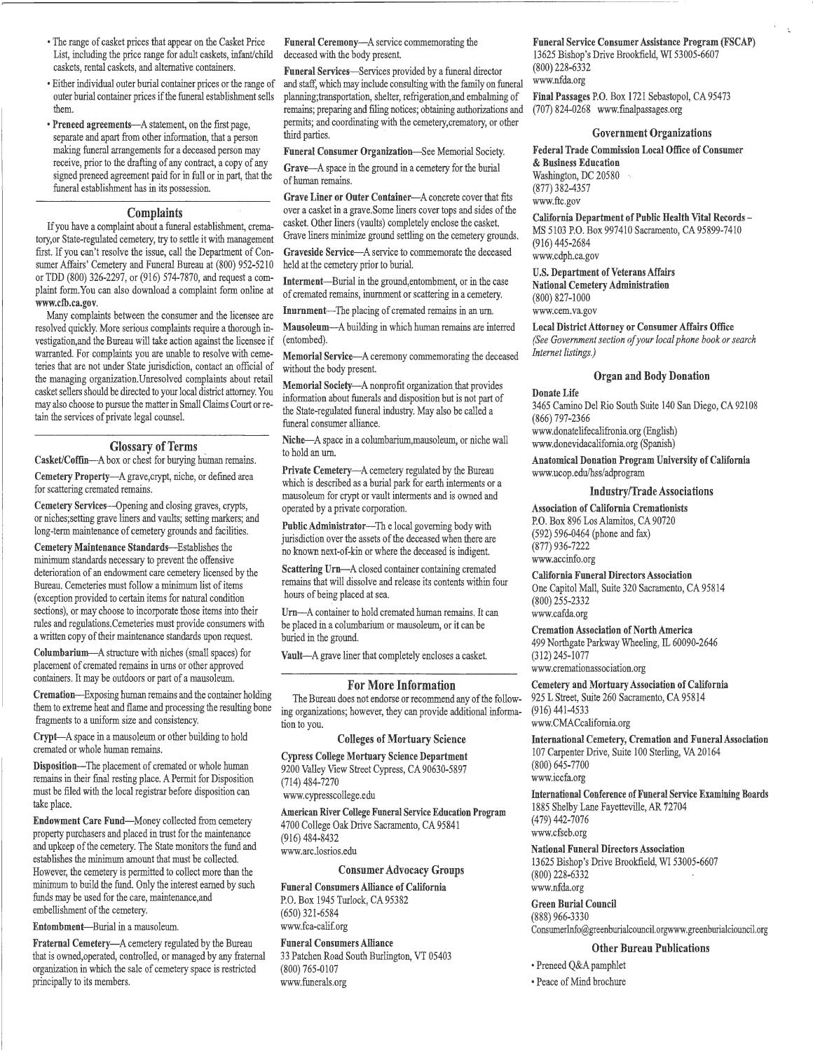- The range of casket prices that appear on the Casket Price List, including the price range for adult caskets, infant/child caskets, rental caskets, and alternative containers.
- Either individual outer burial container prices or the range of outer burial container prices if the funeral establishment sells them.
- **Preneed agreements**—A statement, on the first page, separate and apart from other information, that a person making funeral arrangements for a deceased person may receive, prior to the drafting of any contract, a copy of any signed preneed agreement paid for in full or in part, that the funeral establishment has in its possession.

## Complaints

If you have a complaint about a funeral establishment, crematory,or State-regulated cemetery, try to settle it with management first. If you can't resolve the issue, call the Department of Consumer Affairs' Cemetery and Funeral Bureau at (800) 952-5210 or TDD (800) 326-2297, or (916) 574-7870, and request a complaint form.You can also download a complaint form online at **www.cfb.ca.gov**.

Many complaints between the consumer and the licensee are resolved quickly. More serious complaints require a thorough investigation,and the Bureau will take action against the licensee if warranted. For complaints you are unable to resolve with cemeteries that are not under State jurisdiction, contact an official of the managing organization.Unresolved complaints about retail casket sellers should be directed to your local district attorney. You may also choose to pursue the matter in Small Claims Court or retain the services of private legal counsel.

## Glossary of Terms

**Casket/Coffin**—A box or chest for burying human remains.

**Cemetery Property**—A grave,crypt, niche, or defined area for scattering cremated remains.

**Cemetery Services**—Opening and closing graves, crypts, or niches;setting grave liners and vaults; setting markers; and long-term maintenance of cemetery grounds and facilities.

**Cemetery Maintenance Standards**—Establishes the minimum standards necessary to prevent the offensive deterioration of an endowment care cemetery licensed by the Bureau. Cemeteries must follow a minimum list of items (exception provided to certain items for natural condition sections), or may choose to incorporate those items into their rules and regulations.Cemeteries must provide consumers with a written copy of their maintenance standards upon request.

**Columbarium**—A structure with niches (small spaces) for placement of cremated remains in urns or other approved containers. It may be outdoors or part of a mausoleum.

**Cremation**—Exposing human remains and the container holding them to extreme heat and flame and processing the resulting bone fragments to a uniform size and consistency.

**Crypt**—A space in a mausoleum or other building to hold cremated or whole human remains.

**Disposition**—The placement of cremated or whole human remains in their final resting place. A Permit for Disposition must be filed with the local registrar before disposition can take place.

**Endowment Care Fund**—Money collected from cemetery property purchasers and placed in trust for the maintenance and upkeep of the cemetery. The State monitors the fund and establishes the minimum amount that must be collected. However, the cemetery is permitted to collect more than the minimum to build the fund. Only the interest earned by such funds may be used for the care, maintenance,and embellishment of the cemetery.

**Entombment**—Burial in a mausoleum.

**Fraternal Cemetery**—A cemetery regulated by the Bureau that is owned,operated, controlled, or managed by any fraternal organization in which the sale of cemetery space is restricted principally to its members.

**Funeral Ceremony**—A service commemorating the deceased with the body present.

**Funeral Services**—Services provided by a funeral director and staff, which may include consulting with the family on funeral planning;transportation, shelter, refrigeration,and embalming of remains; preparing and filing notices; obtaining authorizations and permits; and coordinating with the cemetery,crematory, or other third parties.

**Funeral Consumer Organization**—See Memorial Society.

**Grave**—A space in the ground in a cemetery for the burial of human remains.

**Grave Liner or Outer Container**—A concrete cover that fits over a casket in a grave.Some liners cover tops and sides of the casket. Other liners (vaults) completely enclose the casket. Grave liners minimize ground settling on the cemetery grounds.

**Graveside Service**—A service to commemorate the deceased held at the cemetery prior to burial.

**Interment**—Burial in the ground,entombment, or in the case of cremated remains, inurnment or scattering in a cemetery.

**Inurnment**—The placing of cremated remains in an urn.

**Mausoleum**—A building in which human remains are interred (entombed).

**Memorial Service**—A ceremony commemorating the deceased without the body present.

**Memorial Society**—A nonprofit organization that provides information about funerals and disposition but is not part of the State-regulated funeral industry. May also be called a funeral consumer alliance.

**Niche**—A space in a columbarium,mausoleum, or niche wall to hold an urn.

**Private Cemetery**—A cemetery regulated by the Bureau which is described as a burial park for earth interments or a mausoleum for crypt or vault interments and is owned and operated by a private corporation.

**Public Administrator**—Th e local governing body with jurisdiction over the assets of the deceased when there are no known next-of-kin or where the deceased is indigent.

**Scattering Urn**—A closed container containing cremated remains that will dissolve and release its contents within four hours of being placed at sea.

**Urn**—A container to hold cremated human remains. It can be placed in a columbarium or mausoleum, or it can be buried in the ground.

**Vault**—A grave liner that completely encloses a casket.

## For More Information

The Bureau does not endorse or recommend any of the following organizations; however, they can provide additional information to you.

### Colleges of Mortuary Science

**Cypress College Mortuary Science Department**
9200 Valley View Street Cypress, CA 90630-5897
(714) 484-7270
www.cypresscollege.edu

**American River College Funeral Service Education Program**
4700 College Oak Drive Sacramento, CA 95841
(916) 484-8432
www.arc.losrios.edu

### Consumer Advocacy Groups

**Funeral Consumers Alliance of California**
P.O. Box 1945 Turlock, CA 95382
(650) 321-6584
www.fca-calif.org

**Funeral Consumers Alliance**
33 Patchen Road South Burlington, VT 05403
(800) 765-0107
www.funerals.org

**Funeral Service Consumer Assistance Program (FSCAP)**
13625 Bishop's Drive Brookfield, WI 53005-6607
(800) 228-6332
www.nfda.org

**Final Passages** P.O. Box 1721 Sebastopol, CA 95473
(707) 824-0268 www.finalpassages.org

### Government Organizations

**Federal Trade Commission Local Office of Consumer & Business Education**
Washington, DC 20580
(877) 382-4357
www.ftc.gov

**California Department of Public Health Vital Records –**
MS 5103 P.O. Box 997410 Sacramento, CA 95899-7410
(916) 445-2684
www.cdph.ca.gov

**U.S. Department of Veterans Affairs National Cemetery Administration**
(800) 827-1000
www.cem.va.gov

**Local District Attorney or Consumer Affairs Office**
*(See Government section of your local phone book or search Internet listings.)*

### Organ and Body Donation

**Donate Life**
3465 Camino Del Rio South Suite 140 San Diego, CA 92108
(866) 797-2366
www.donatelifecalifronia.org (English)
www.donevidacalifornia.org (Spanish)

**Anatomical Donation Program University of California**
www.ucop.edu/hss/adprogram

### Industry/Trade Associations

**Association of California Cremationists**
P.O. Box 896 Los Alamitos, CA 90720
(592) 596-0464 (phone and fax)
(877) 936-7222
www.accinfo.org

**California Funeral Directors Association**
One Capitol Mall, Suite 320 Sacramento, CA 95814
(800) 255-2332
www.cafda.org

**Cremation Association of North America**
499 Northgate Parkway Wheeling, IL 60090-2646
(312) 245-1077
www.cremationassociation.org

**Cemetery and Mortuary Association of California**
925 L Street, Suite 260 Sacramento, CA 95814
(916) 441-4533
www.CMACcalifornia.org

**International Cemetery, Cremation and Funeral Association**
107 Carpenter Drive, Suite 100 Sterling, VA 20164
(800) 645-7700
www.iccfa.org

**International Conference of Funeral Service Examining Boards**
1885 Shelby Lane Fayetteville, AR 72704
(479) 442-7076
www.cfseb.org

**National Funeral Directors Association**
13625 Bishop's Drive Brookfield, WI 53005-6607
(800) 228-6332
www.nfda.org

**Green Burial Council**
(888) 966-3330
ConsumerInfo@greenburialcouncil.orgwww.greenburialciouncil.org

### Other Bureau Publications

- Preneed Q&A pamphlet
- Peace of Mind brochure